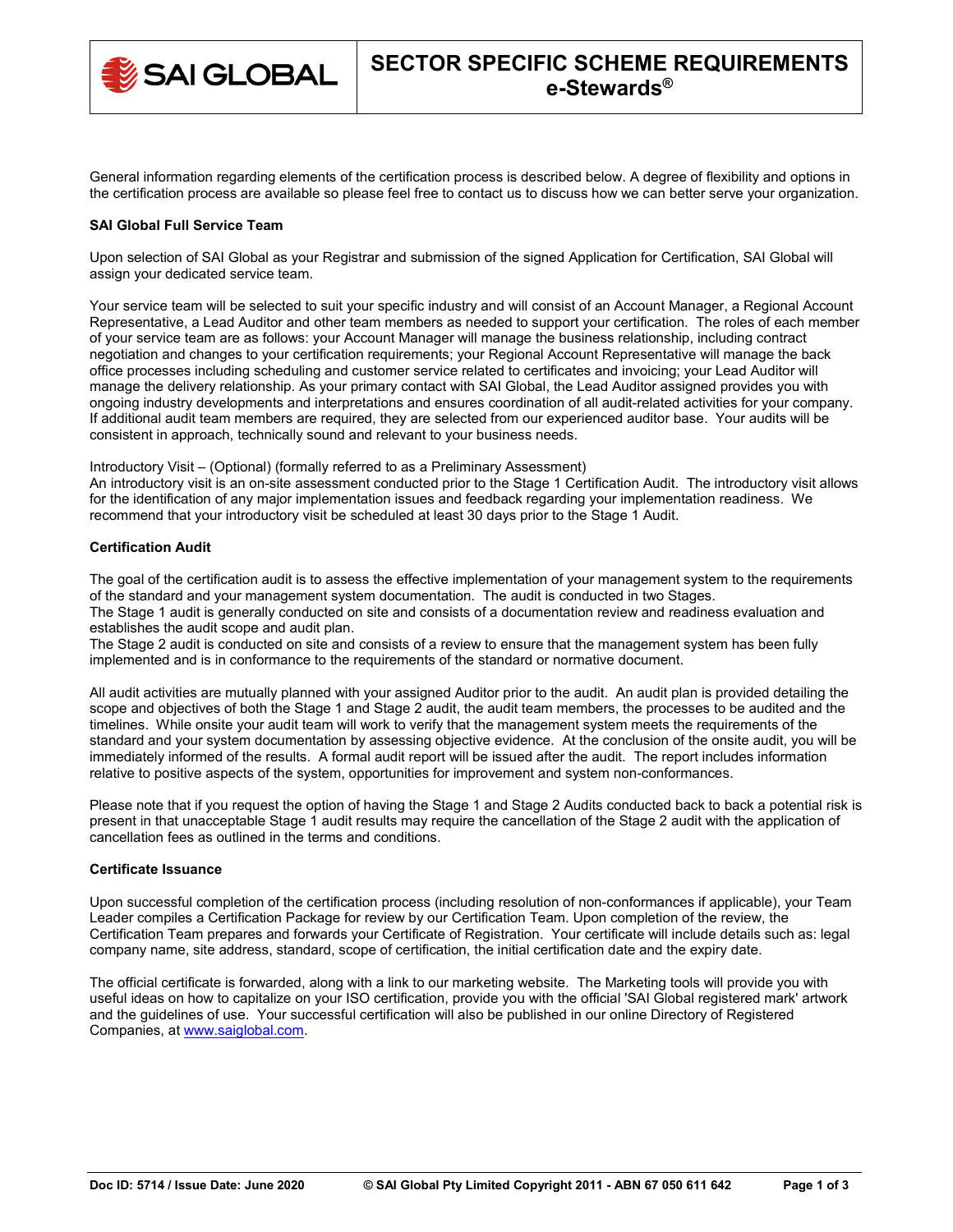# SECTOR SPECIFIC SCHEME REQUIREMENTS e-Stewards®

General information regarding elements of the certification process is described below. A degree of flexibility and options in the certification process are available so please feel free to contact us to discuss how we can better serve your organization.

**SAI Global Full Service Team**

Upon selection of SAI Global as your Registrar and submission of the signed Application for Certification, SAI Global will assign your dedicated service team.

Your service team will be selected to suit your specific industry and will consist of an Account Manager, a Regional Account Representative, a Lead Auditor and other team members as needed to support your certification. The roles of each member of your service team are as follows: your Account Manager will manage the business relationship, including contract negotiation and changes to your certification requirements; your Regional Account Representative will manage the back office processes including scheduling and customer service related to certificates and invoicing; your Lead Auditor will manage the delivery relationship. As your primary contact with SAI Global, the Lead Auditor assigned provides you with ongoing industry developments and interpretations and ensures coordination of all audit-related activities for your company. If additional audit team members are required, they are selected from our experienced auditor base. Your audits will be consistent in approach, technically sound and relevant to your business needs.

Introductory Visit – (Optional) (formally referred to as a Preliminary Assessment)
An introductory visit is an on-site assessment conducted prior to the Stage 1 Certification Audit. The introductory visit allows for the identification of any major implementation issues and feedback regarding your implementation readiness. We recommend that your introductory visit be scheduled at least 30 days prior to the Stage 1 Audit.

**Certification Audit**

The goal of the certification audit is to assess the effective implementation of your management system to the requirements of the standard and your management system documentation. The audit is conducted in two Stages.
The Stage 1 audit is generally conducted on site and consists of a documentation review and readiness evaluation and establishes the audit scope and audit plan.
The Stage 2 audit is conducted on site and consists of a review to ensure that the management system has been fully implemented and is in conformance to the requirements of the standard or normative document.

All audit activities are mutually planned with your assigned Auditor prior to the audit. An audit plan is provided detailing the scope and objectives of both the Stage 1 and Stage 2 audit, the audit team members, the processes to be audited and the timelines. While onsite your audit team will work to verify that the management system meets the requirements of the standard and your system documentation by assessing objective evidence. At the conclusion of the onsite audit, you will be immediately informed of the results. A formal audit report will be issued after the audit. The report includes information relative to positive aspects of the system, opportunities for improvement and system non-conformances.

Please note that if you request the option of having the Stage 1 and Stage 2 Audits conducted back to back a potential risk is present in that unacceptable Stage 1 audit results may require the cancellation of the Stage 2 audit with the application of cancellation fees as outlined in the terms and conditions.

**Certificate Issuance**

Upon successful completion of the certification process (including resolution of non-conformances if applicable), your Team Leader compiles a Certification Package for review by our Certification Team. Upon completion of the review, the Certification Team prepares and forwards your Certificate of Registration. Your certificate will include details such as: legal company name, site address, standard, scope of certification, the initial certification date and the expiry date.

The official certificate is forwarded, along with a link to our marketing website. The Marketing tools will provide you with useful ideas on how to capitalize on your ISO certification, provide you with the official 'SAI Global registered mark' artwork and the guidelines of use. Your successful certification will also be published in our online Directory of Registered Companies, at www.saiglobal.com.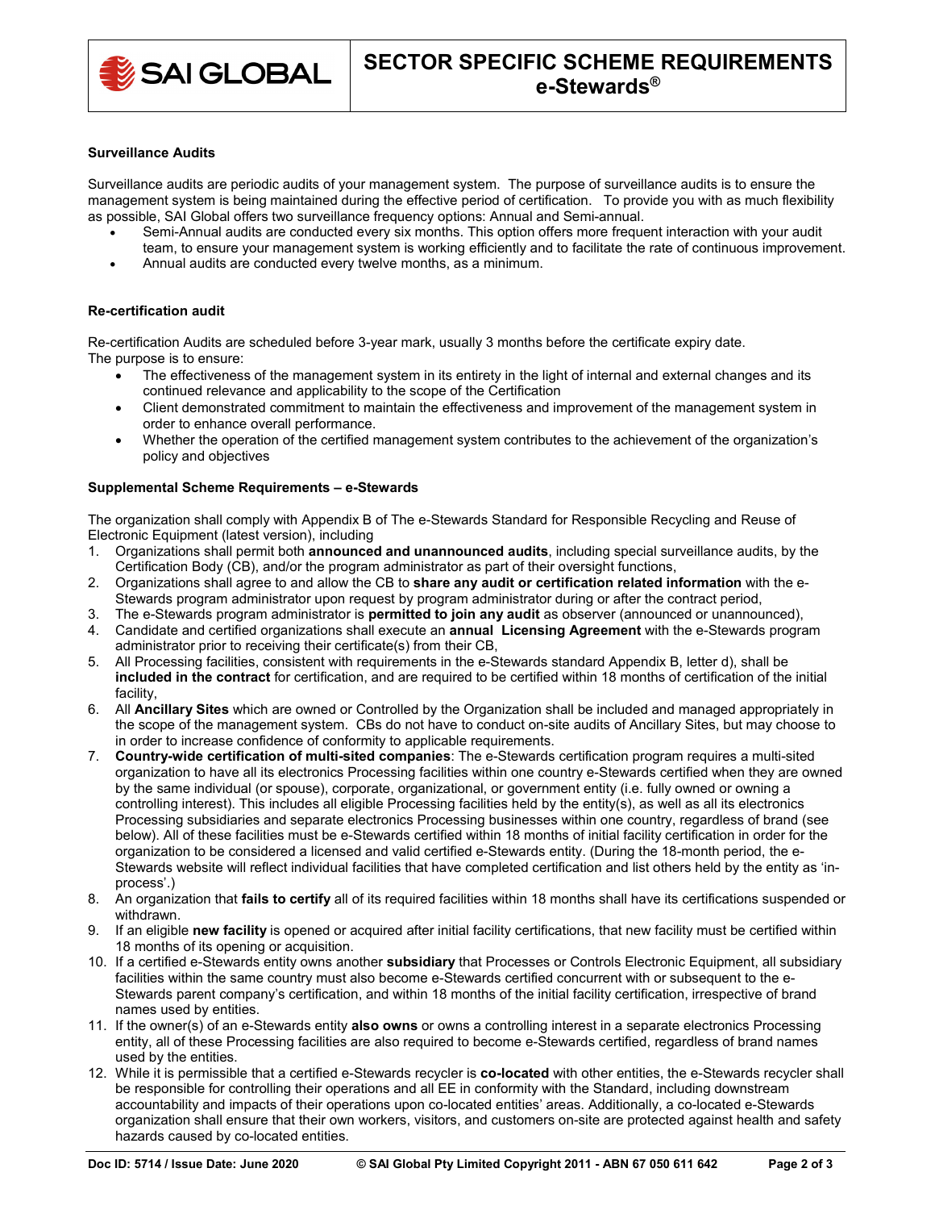**Surveillance Audits**

Surveillance audits are periodic audits of your management system. The purpose of surveillance audits is to ensure the management system is being maintained during the effective period of certification. To provide you with as much flexibility as possible, SAI Global offers two surveillance frequency options: Annual and Semi-annual.

- Semi-Annual audits are conducted every six months. This option offers more frequent interaction with your audit team, to ensure your management system is working efficiently and to facilitate the rate of continuous improvement.
- Annual audits are conducted every twelve months, as a minimum.

**Re-certification audit**

Re-certification Audits are scheduled before 3-year mark, usually 3 months before the certificate expiry date.
The purpose is to ensure:

- The effectiveness of the management system in its entirety in the light of internal and external changes and its continued relevance and applicability to the scope of the Certification
- Client demonstrated commitment to maintain the effectiveness and improvement of the management system in order to enhance overall performance.
- Whether the operation of the certified management system contributes to the achievement of the organization's policy and objectives

**Supplemental Scheme Requirements – e-Stewards**

The organization shall comply with Appendix B of The e-Stewards Standard for Responsible Recycling and Reuse of Electronic Equipment (latest version), including

1. Organizations shall permit both **announced and unannounced audits**, including special surveillance audits, by the Certification Body (CB), and/or the program administrator as part of their oversight functions,
2. Organizations shall agree to and allow the CB to **share any audit or certification related information** with the e-Stewards program administrator upon request by program administrator during or after the contract period,
3. The e-Stewards program administrator is **permitted to join any audit** as observer (announced or unannounced),
4. Candidate and certified organizations shall execute an **annual Licensing Agreement** with the e-Stewards program administrator prior to receiving their certificate(s) from their CB,
5. All Processing facilities, consistent with requirements in the e-Stewards standard Appendix B, letter d), shall be **included in the contract** for certification, and are required to be certified within 18 months of certification of the initial facility,
6. All **Ancillary Sites** which are owned or Controlled by the Organization shall be included and managed appropriately in the scope of the management system. CBs do not have to conduct on-site audits of Ancillary Sites, but may choose to in order to increase confidence of conformity to applicable requirements.
7. **Country-wide certification of multi-sited companies**: The e-Stewards certification program requires a multi-sited organization to have all its electronics Processing facilities within one country e-Stewards certified when they are owned by the same individual (or spouse), corporate, organizational, or government entity (i.e. fully owned or owning a controlling interest). This includes all eligible Processing facilities held by the entity(s), as well as all its electronics Processing subsidiaries and separate electronics Processing businesses within one country, regardless of brand (see below). All of these facilities must be e-Stewards certified within 18 months of initial facility certification in order for the organization to be considered a licensed and valid certified e-Stewards entity. (During the 18-month period, the e-Stewards website will reflect individual facilities that have completed certification and list others held by the entity as 'in-process'.)
8. An organization that **fails to certify** all of its required facilities within 18 months shall have its certifications suspended or withdrawn.
9. If an eligible **new facility** is opened or acquired after initial facility certifications, that new facility must be certified within 18 months of its opening or acquisition.
10. If a certified e-Stewards entity owns another **subsidiary** that Processes or Controls Electronic Equipment, all subsidiary facilities within the same country must also become e-Stewards certified concurrent with or subsequent to the e-Stewards parent company's certification, and within 18 months of the initial facility certification, irrespective of brand names used by entities.
11. If the owner(s) of an e-Stewards entity **also owns** or owns a controlling interest in a separate electronics Processing entity, all of these Processing facilities are also required to become e-Stewards certified, regardless of brand names used by the entities.
12. While it is permissible that a certified e-Stewards recycler is **co-located** with other entities, the e-Stewards recycler shall be responsible for controlling their operations and all EE in conformity with the Standard, including downstream accountability and impacts of their operations upon co-located entities' areas. Additionally, a co-located e-Stewards organization shall ensure that their own workers, visitors, and customers on-site are protected against health and safety hazards caused by co-located entities.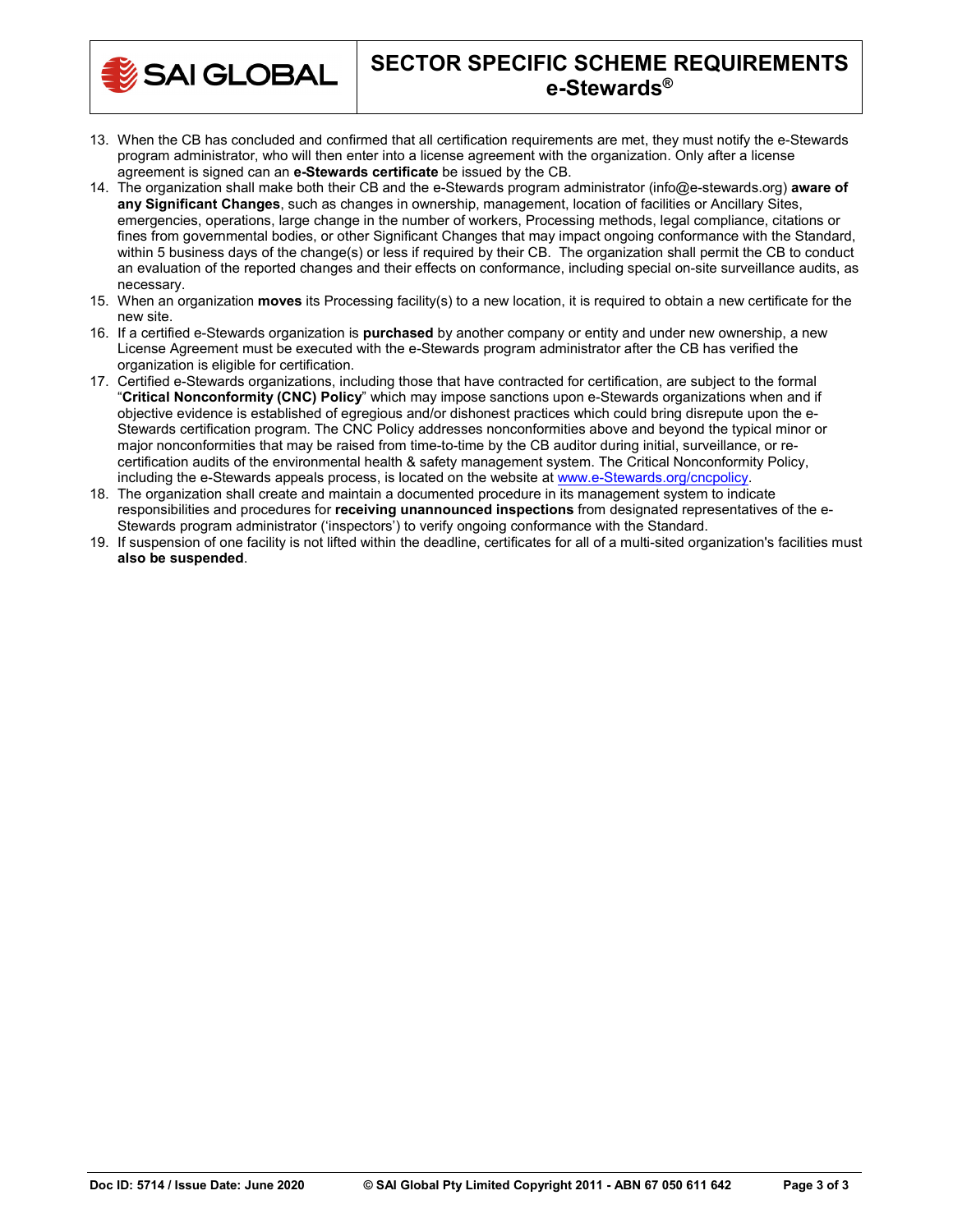13. When the CB has concluded and confirmed that all certification requirements are met, they must notify the e-Stewards program administrator, who will then enter into a license agreement with the organization. Only after a license agreement is signed can an **e-Stewards certificate** be issued by the CB.
14. The organization shall make both their CB and the e-Stewards program administrator (info@e-stewards.org) **aware of any Significant Changes**, such as changes in ownership, management, location of facilities or Ancillary Sites, emergencies, operations, large change in the number of workers, Processing methods, legal compliance, citations or fines from governmental bodies, or other Significant Changes that may impact ongoing conformance with the Standard, within 5 business days of the change(s) or less if required by their CB. The organization shall permit the CB to conduct an evaluation of the reported changes and their effects on conformance, including special on-site surveillance audits, as necessary.
15. When an organization **moves** its Processing facility(s) to a new location, it is required to obtain a new certificate for the new site.
16. If a certified e-Stewards organization is **purchased** by another company or entity and under new ownership, a new License Agreement must be executed with the e-Stewards program administrator after the CB has verified the organization is eligible for certification.
17. Certified e-Stewards organizations, including those that have contracted for certification, are subject to the formal "**Critical Nonconformity (CNC) Policy**" which may impose sanctions upon e-Stewards organizations when and if objective evidence is established of egregious and/or dishonest practices which could bring disrepute upon the e-Stewards certification program. The CNC Policy addresses nonconformities above and beyond the typical minor or major nonconformities that may be raised from time-to-time by the CB auditor during initial, surveillance, or re-certification audits of the environmental health & safety management system. The Critical Nonconformity Policy, including the e-Stewards appeals process, is located on the website at [www.e-Stewards.org/cncpolicy](www.e-Stewards.org/cncpolicy).
18. The organization shall create and maintain a documented procedure in its management system to indicate responsibilities and procedures for **receiving unannounced inspections** from designated representatives of the e-Stewards program administrator ('inspectors') to verify ongoing conformance with the Standard.
19. If suspension of one facility is not lifted within the deadline, certificates for all of a multi-sited organization's facilities must **also be suspended**.